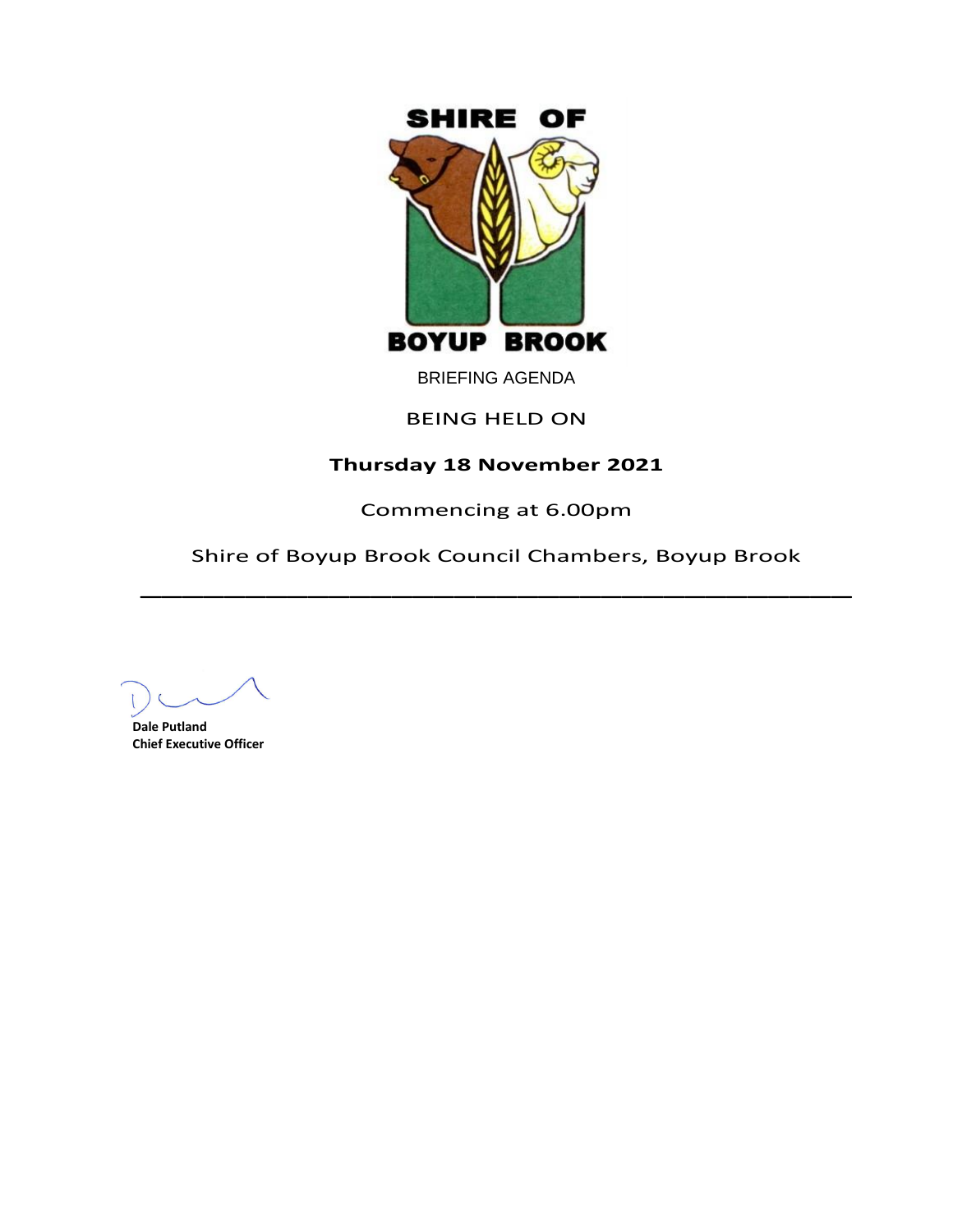SHIRE OF

BOYUP BROOK

BRIEFING AGENDA

BEING HELD ON

**Thursday 18 November 2021**

Commencing at 6.00pm

Shire of Boyup Brook Council Chambers, Boyup Brook

---

**Dale Putland**
**Chief Executive Officer**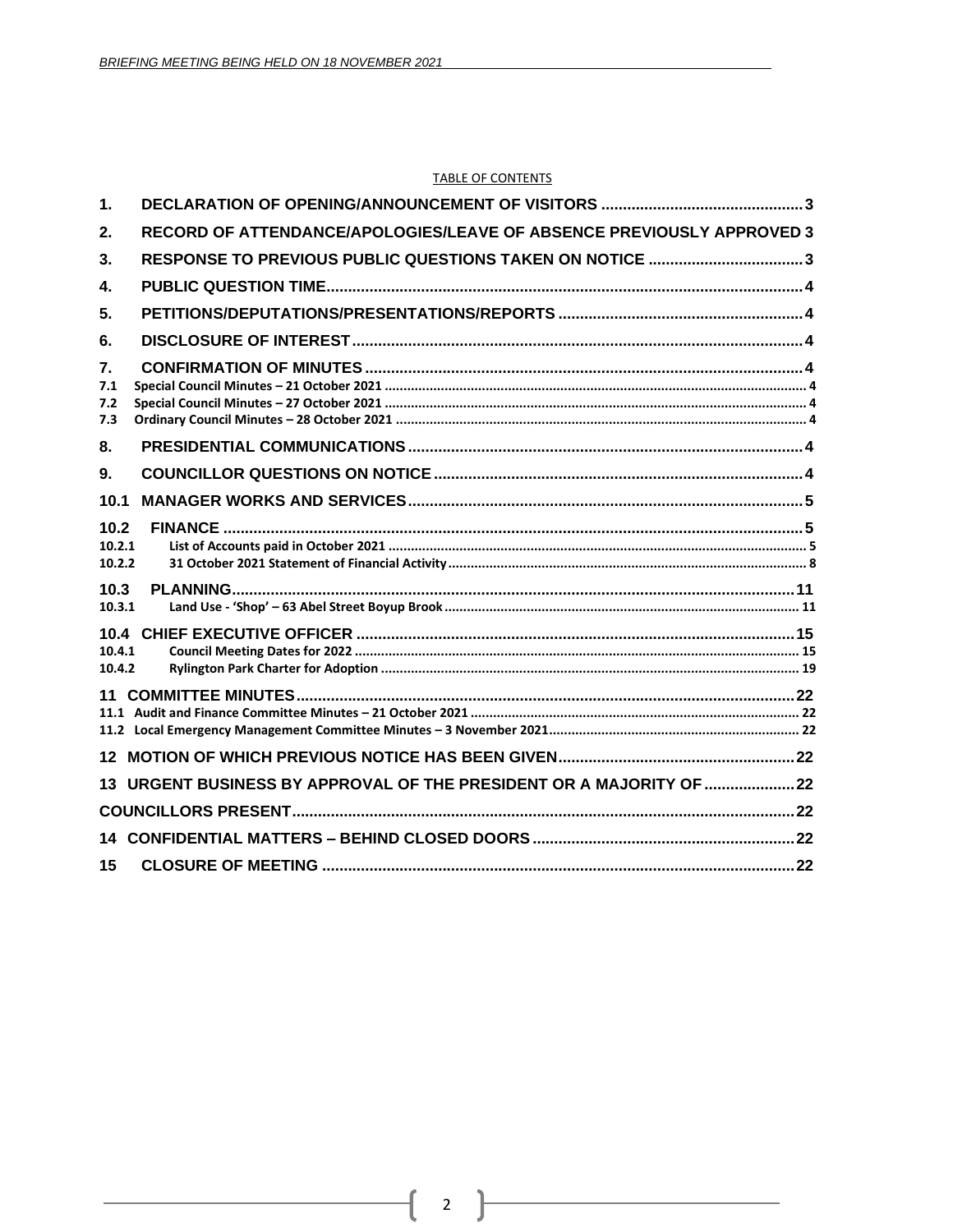TABLE OF CONTENTS

| | | |
|---|---|---|
| **1.** | **DECLARATION OF OPENING/ANNOUNCEMENT OF VISITORS** | **3** |
| **2.** | **RECORD OF ATTENDANCE/APOLOGIES/LEAVE OF ABSENCE PREVIOUSLY APPROVED** | **3** |
| **3.** | **RESPONSE TO PREVIOUS PUBLIC QUESTIONS TAKEN ON NOTICE** | **3** |
| **4.** | **PUBLIC QUESTION TIME** | **4** |
| **5.** | **PETITIONS/DEPUTATIONS/PRESENTATIONS/REPORTS** | **4** |
| **6.** | **DISCLOSURE OF INTEREST** | **4** |
| **7.** | **CONFIRMATION OF MINUTES** | **4** |
| 7.1 | Special Council Minutes – 21 October 2021 | 4 |
| 7.2 | Special Council Minutes – 27 October 2021 | 4 |
| 7.3 | Ordinary Council Minutes – 28 October 2021 | 4 |
| **8.** | **PRESIDENTIAL COMMUNICATIONS** | **4** |
| **9.** | **COUNCILLOR QUESTIONS ON NOTICE** | **4** |
| **10.1** | **MANAGER WORKS AND SERVICES** | **5** |
| **10.2** | **FINANCE** | **5** |
| 10.2.1 | List of Accounts paid in October 2021 | 5 |
| 10.2.2 | 31 October 2021 Statement of Financial Activity | 8 |
| **10.3** | **PLANNING** | **11** |
| 10.3.1 | Land Use - 'Shop' – 63 Abel Street Boyup Brook | 11 |
| **10.4** | **CHIEF EXECUTIVE OFFICER** | **15** |
| 10.4.1 | Council Meeting Dates for 2022 | 15 |
| 10.4.2 | Rylington Park Charter for Adoption | 19 |
| **11** | **COMMITTEE MINUTES** | **22** |
| 11.1 | Audit and Finance Committee Minutes – 21 October 2021 | 22 |
| 11.2 | Local Emergency Management Committee Minutes – 3 November 2021 | 22 |
| **12** | **MOTION OF WHICH PREVIOUS NOTICE HAS BEEN GIVEN** | **22** |
| **13** | **URGENT BUSINESS BY APPROVAL OF THE PRESIDENT OR A MAJORITY OF COUNCILLORS PRESENT** | **22** |
| **14** | **CONFIDENTIAL MATTERS – BEHIND CLOSED DOORS** | **22** |
| **15** | **CLOSURE OF MEETING** | **22** |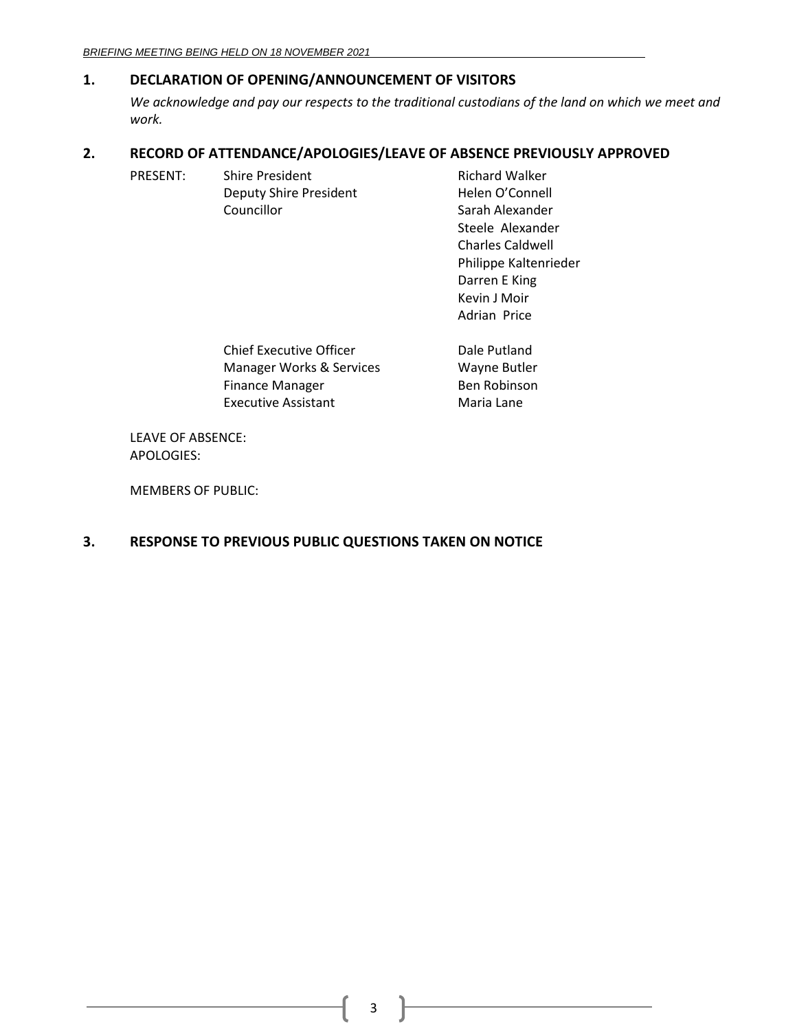## 1. DECLARATION OF OPENING/ANNOUNCEMENT OF VISITORS

*We acknowledge and pay our respects to the traditional custodians of the land on which we meet and work.*

## 2. RECORD OF ATTENDANCE/APOLOGIES/LEAVE OF ABSENCE PREVIOUSLY APPROVED

| PRESENT: | | |
|---|---|---|
| | Shire President | Richard Walker |
| | Deputy Shire President | Helen O'Connell |
| | Councillor | Sarah Alexander |
| | | Steele Alexander |
| | | Charles Caldwell |
| | | Philippe Kaltenrieder |
| | | Darren E King |
| | | Kevin J Moir |
| | | Adrian Price |
| | Chief Executive Officer | Dale Putland |
| | Manager Works & Services | Wayne Butler |
| | Finance Manager | Ben Robinson |
| | Executive Assistant | Maria Lane |

LEAVE OF ABSENCE:
APOLOGIES:

MEMBERS OF PUBLIC:

## 3. RESPONSE TO PREVIOUS PUBLIC QUESTIONS TAKEN ON NOTICE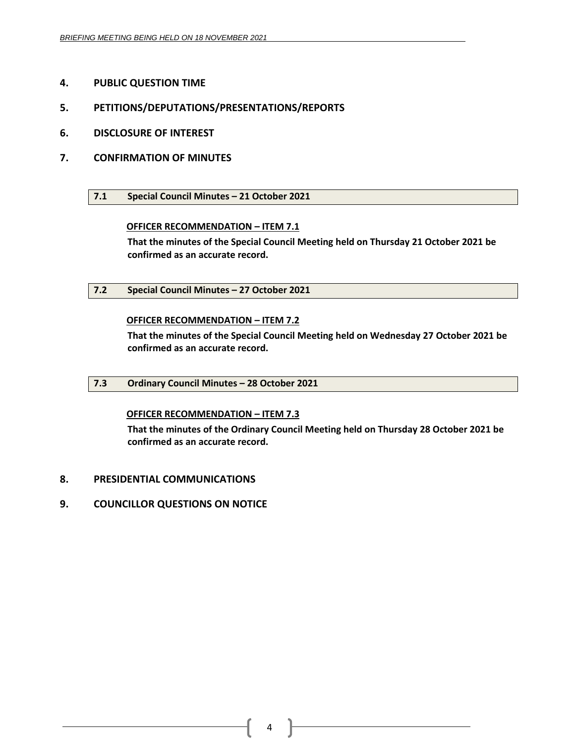## 4. PUBLIC QUESTION TIME

## 5. PETITIONS/DEPUTATIONS/PRESENTATIONS/REPORTS

## 6. DISCLOSURE OF INTEREST

## 7. CONFIRMATION OF MINUTES

### 7.1 Special Council Minutes – 21 October 2021

**OFFICER RECOMMENDATION – ITEM 7.1**

**That the minutes of the Special Council Meeting held on Thursday 21 October 2021 be confirmed as an accurate record.**

### 7.2 Special Council Minutes – 27 October 2021

**OFFICER RECOMMENDATION – ITEM 7.2**

**That the minutes of the Special Council Meeting held on Wednesday 27 October 2021 be confirmed as an accurate record.**

### 7.3 Ordinary Council Minutes – 28 October 2021

**OFFICER RECOMMENDATION – ITEM 7.3**

**That the minutes of the Ordinary Council Meeting held on Thursday 28 October 2021 be confirmed as an accurate record.**

## 8. PRESIDENTIAL COMMUNICATIONS

## 9. COUNCILLOR QUESTIONS ON NOTICE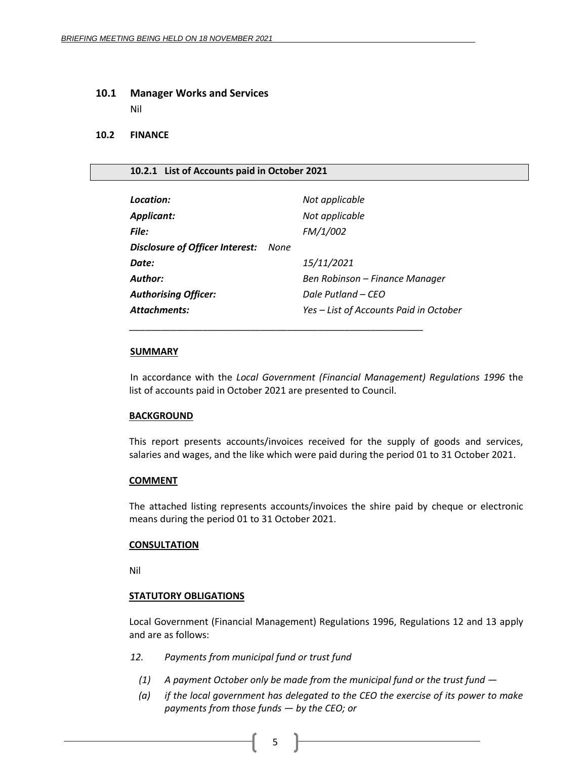### 10.1 Manager Works and Services

Nil

### 10.2 FINANCE

#### 10.2.1 List of Accounts paid in October 2021

| | |
|---|---|
| ***Location:*** | *Not applicable* |
| ***Applicant:*** | *Not applicable* |
| ***File:*** | *FM/1/002* |
| ***Disclosure of Officer Interest:*** *None* | |
| ***Date:*** | *15/11/2021* |
| ***Author:*** | *Ben Robinson – Finance Manager* |
| ***Authorising Officer:*** | *Dale Putland – CEO* |
| ***Attachments:*** | *Yes – List of Accounts Paid in October* |

---

**SUMMARY**

In accordance with the *Local Government (Financial Management) Regulations 1996* the list of accounts paid in October 2021 are presented to Council.

**BACKGROUND**

This report presents accounts/invoices received for the supply of goods and services, salaries and wages, and the like which were paid during the period 01 to 31 October 2021.

**COMMENT**

The attached listing represents accounts/invoices the shire paid by cheque or electronic means during the period 01 to 31 October 2021.

**CONSULTATION**

Nil

**STATUTORY OBLIGATIONS**

Local Government (Financial Management) Regulations 1996, Regulations 12 and 13 apply and are as follows:

*12. Payments from municipal fund or trust fund*

*(1) A payment October only be made from the municipal fund or the trust fund —*

*(a) if the local government has delegated to the CEO the exercise of its power to make payments from those funds — by the CEO; or*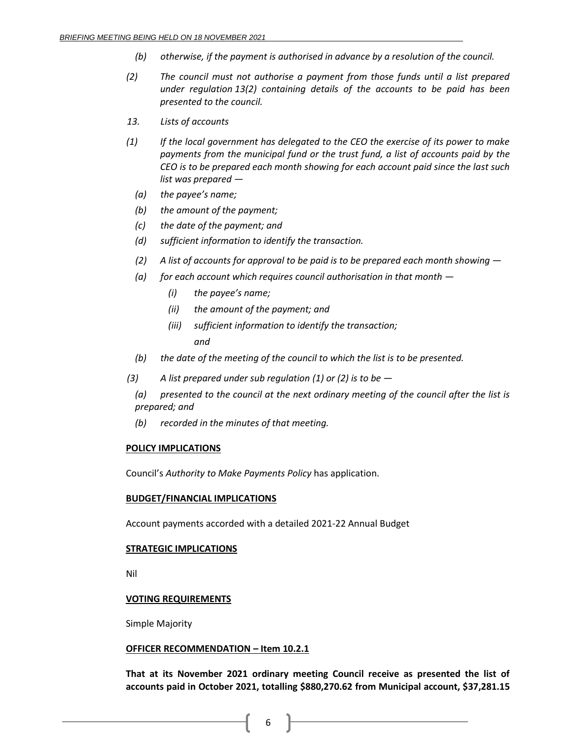*(b) otherwise, if the payment is authorised in advance by a resolution of the council.*

*(2) The council must not authorise a payment from those funds until a list prepared under regulation 13(2) containing details of the accounts to be paid has been presented to the council.*

*13. Lists of accounts*

*(1) If the local government has delegated to the CEO the exercise of its power to make payments from the municipal fund or the trust fund, a list of accounts paid by the CEO is to be prepared each month showing for each account paid since the last such list was prepared —*

*(a) the payee's name;*

*(b) the amount of the payment;*

*(c) the date of the payment; and*

*(d) sufficient information to identify the transaction.*

*(2) A list of accounts for approval to be paid is to be prepared each month showing —*

*(a) for each account which requires council authorisation in that month —*

*(i) the payee's name;*

*(ii) the amount of the payment; and*

*(iii) sufficient information to identify the transaction;*

*and*

*(b) the date of the meeting of the council to which the list is to be presented.*

*(3) A list prepared under sub regulation (1) or (2) is to be —*

*(a) presented to the council at the next ordinary meeting of the council after the list is prepared; and*

*(b) recorded in the minutes of that meeting.*

**POLICY IMPLICATIONS**

Council's *Authority to Make Payments Policy* has application.

**BUDGET/FINANCIAL IMPLICATIONS**

Account payments accorded with a detailed 2021-22 Annual Budget

**STRATEGIC IMPLICATIONS**

Nil

**VOTING REQUIREMENTS**

Simple Majority

**OFFICER RECOMMENDATION – Item 10.2.1**

**That at its November 2021 ordinary meeting Council receive as presented the list of accounts paid in October 2021, totalling $880,270.62 from Municipal account, $37,281.15**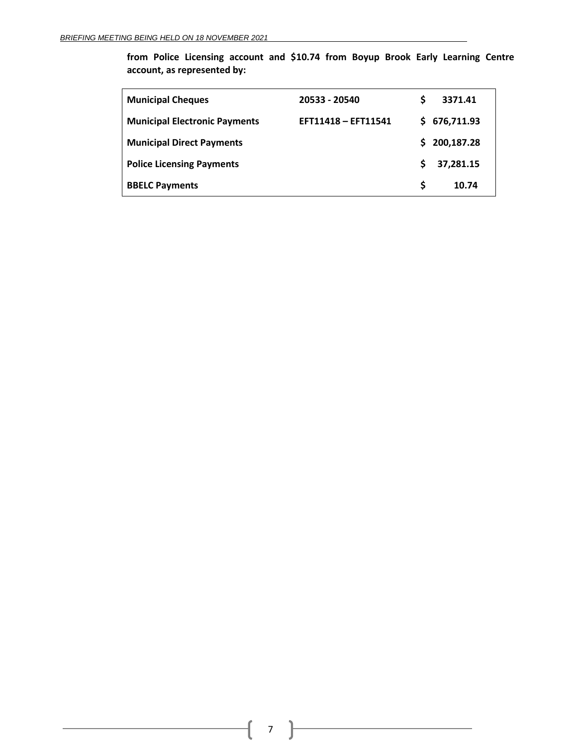**from Police Licensing account and $10.74 from Boyup Brook Early Learning Centre account, as represented by:**

| | | |
|---|---|---|
| **Municipal Cheques** | **20533 - 20540** | **$ 3371.41** |
| **Municipal Electronic Payments** | **EFT11418 – EFT11541** | **$ 676,711.93** |
| **Municipal Direct Payments** | | **$ 200,187.28** |
| **Police Licensing Payments** | | **$ 37,281.15** |
| **BBELC Payments** | | **$ 10.74** |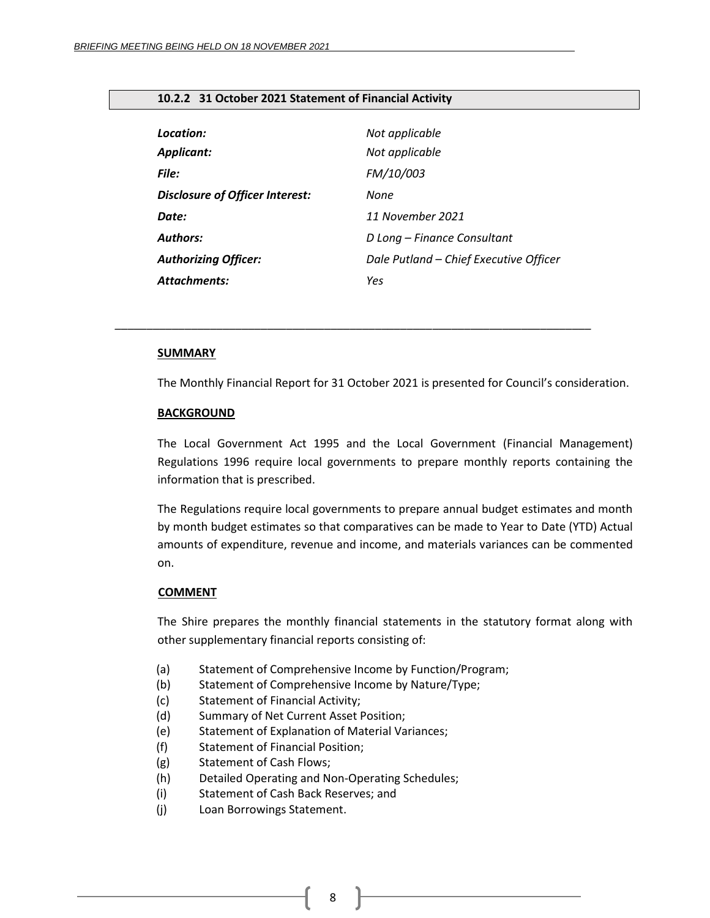## 10.2.2 31 October 2021 Statement of Financial Activity

| | |
|---|---|
| ***Location:*** | *Not applicable* |
| ***Applicant:*** | *Not applicable* |
| ***File:*** | *FM/10/003* |
| ***Disclosure of Officer Interest:*** | *None* |
| ***Date:*** | *11 November 2021* |
| ***Authors:*** | *D Long – Finance Consultant* |
| ***Authorizing Officer:*** | *Dale Putland – Chief Executive Officer* |
| ***Attachments:*** | *Yes* |

---

**SUMMARY**

The Monthly Financial Report for 31 October 2021 is presented for Council's consideration.

**BACKGROUND**

The Local Government Act 1995 and the Local Government (Financial Management) Regulations 1996 require local governments to prepare monthly reports containing the information that is prescribed.

The Regulations require local governments to prepare annual budget estimates and month by month budget estimates so that comparatives can be made to Year to Date (YTD) Actual amounts of expenditure, revenue and income, and materials variances can be commented on.

**COMMENT**

The Shire prepares the monthly financial statements in the statutory format along with other supplementary financial reports consisting of:

(a) Statement of Comprehensive Income by Function/Program;
(b) Statement of Comprehensive Income by Nature/Type;
(c) Statement of Financial Activity;
(d) Summary of Net Current Asset Position;
(e) Statement of Explanation of Material Variances;
(f) Statement of Financial Position;
(g) Statement of Cash Flows;
(h) Detailed Operating and Non-Operating Schedules;
(i) Statement of Cash Back Reserves; and
(j) Loan Borrowings Statement.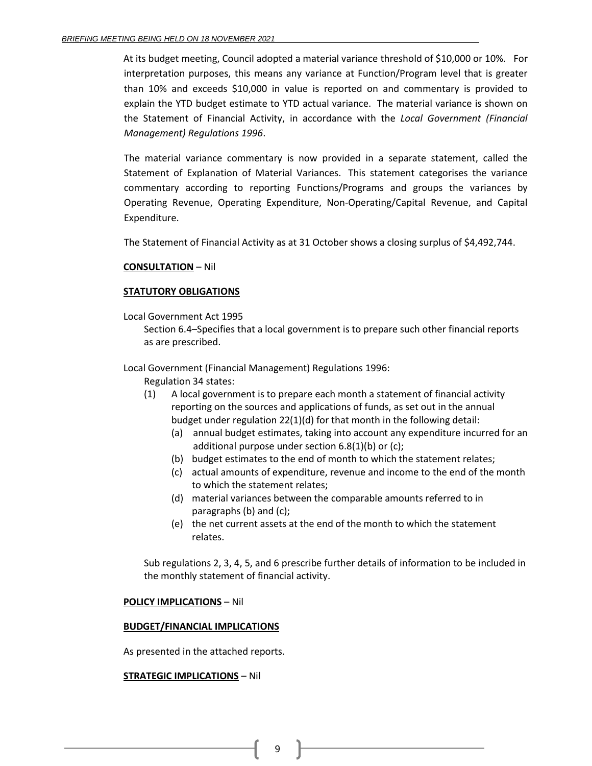At its budget meeting, Council adopted a material variance threshold of $10,000 or 10%. For interpretation purposes, this means any variance at Function/Program level that is greater than 10% and exceeds $10,000 in value is reported on and commentary is provided to explain the YTD budget estimate to YTD actual variance. The material variance is shown on the Statement of Financial Activity, in accordance with the *Local Government (Financial Management) Regulations 1996*.

The material variance commentary is now provided in a separate statement, called the Statement of Explanation of Material Variances. This statement categorises the variance commentary according to reporting Functions/Programs and groups the variances by Operating Revenue, Operating Expenditure, Non-Operating/Capital Revenue, and Capital Expenditure.

The Statement of Financial Activity as at 31 October shows a closing surplus of $4,492,744.

**CONSULTATION** – Nil

**STATUTORY OBLIGATIONS**

Local Government Act 1995

Section 6.4–Specifies that a local government is to prepare such other financial reports as are prescribed.

Local Government (Financial Management) Regulations 1996:

Regulation 34 states:

(1) A local government is to prepare each month a statement of financial activity reporting on the sources and applications of funds, as set out in the annual budget under regulation 22(1)(d) for that month in the following detail:
   - (a) annual budget estimates, taking into account any expenditure incurred for an additional purpose under section 6.8(1)(b) or (c);
   - (b) budget estimates to the end of month to which the statement relates;
   - (c) actual amounts of expenditure, revenue and income to the end of the month to which the statement relates;
   - (d) material variances between the comparable amounts referred to in paragraphs (b) and (c);
   - (e) the net current assets at the end of the month to which the statement relates.

Sub regulations 2, 3, 4, 5, and 6 prescribe further details of information to be included in the monthly statement of financial activity.

**POLICY IMPLICATIONS** – Nil

**BUDGET/FINANCIAL IMPLICATIONS**

As presented in the attached reports.

**STRATEGIC IMPLICATIONS** – Nil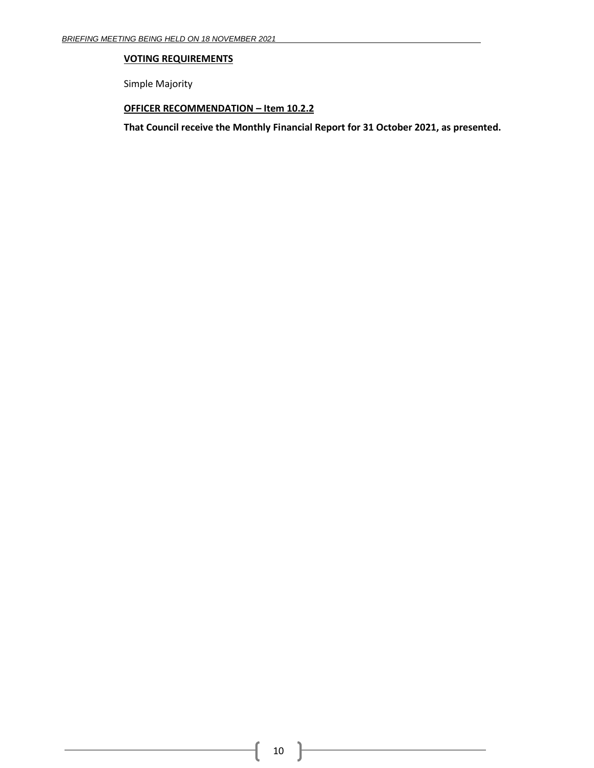**VOTING REQUIREMENTS**

Simple Majority

**OFFICER RECOMMENDATION – Item 10.2.2**

**That Council receive the Monthly Financial Report for 31 October 2021, as presented.**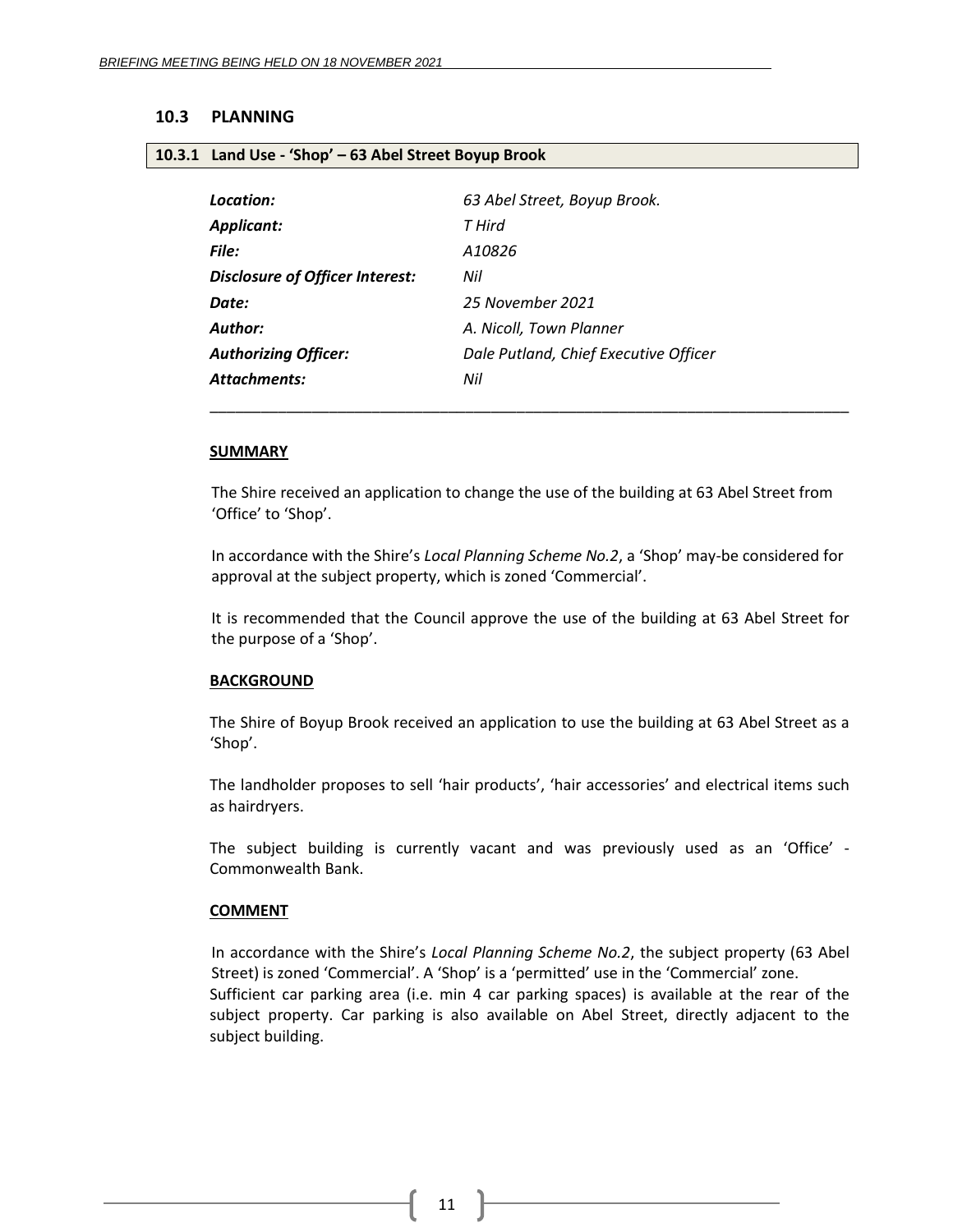## 10.3 PLANNING

### 10.3.1 Land Use - 'Shop' – 63 Abel Street Boyup Brook

| | |
|---|---|
| ***Location:*** | *63 Abel Street, Boyup Brook.* |
| ***Applicant:*** | *T Hird* |
| ***File:*** | *A10826* |
| ***Disclosure of Officer Interest:*** | *Nil* |
| ***Date:*** | *25 November 2021* |
| ***Author:*** | *A. Nicoll, Town Planner* |
| ***Authorizing Officer:*** | *Dale Putland, Chief Executive Officer* |
| ***Attachments:*** | *Nil* |

---

**SUMMARY**

The Shire received an application to change the use of the building at 63 Abel Street from 'Office' to 'Shop'.

In accordance with the Shire's *Local Planning Scheme No.2*, a 'Shop' may-be considered for approval at the subject property, which is zoned 'Commercial'.

It is recommended that the Council approve the use of the building at 63 Abel Street for the purpose of a 'Shop'.

**BACKGROUND**

The Shire of Boyup Brook received an application to use the building at 63 Abel Street as a 'Shop'.

The landholder proposes to sell 'hair products', 'hair accessories' and electrical items such as hairdryers.

The subject building is currently vacant and was previously used as an 'Office' - Commonwealth Bank.

**COMMENT**

In accordance with the Shire's *Local Planning Scheme No.2*, the subject property (63 Abel Street) is zoned 'Commercial'. A 'Shop' is a 'permitted' use in the 'Commercial' zone.
Sufficient car parking area (i.e. min 4 car parking spaces) is available at the rear of the subject property. Car parking is also available on Abel Street, directly adjacent to the subject building.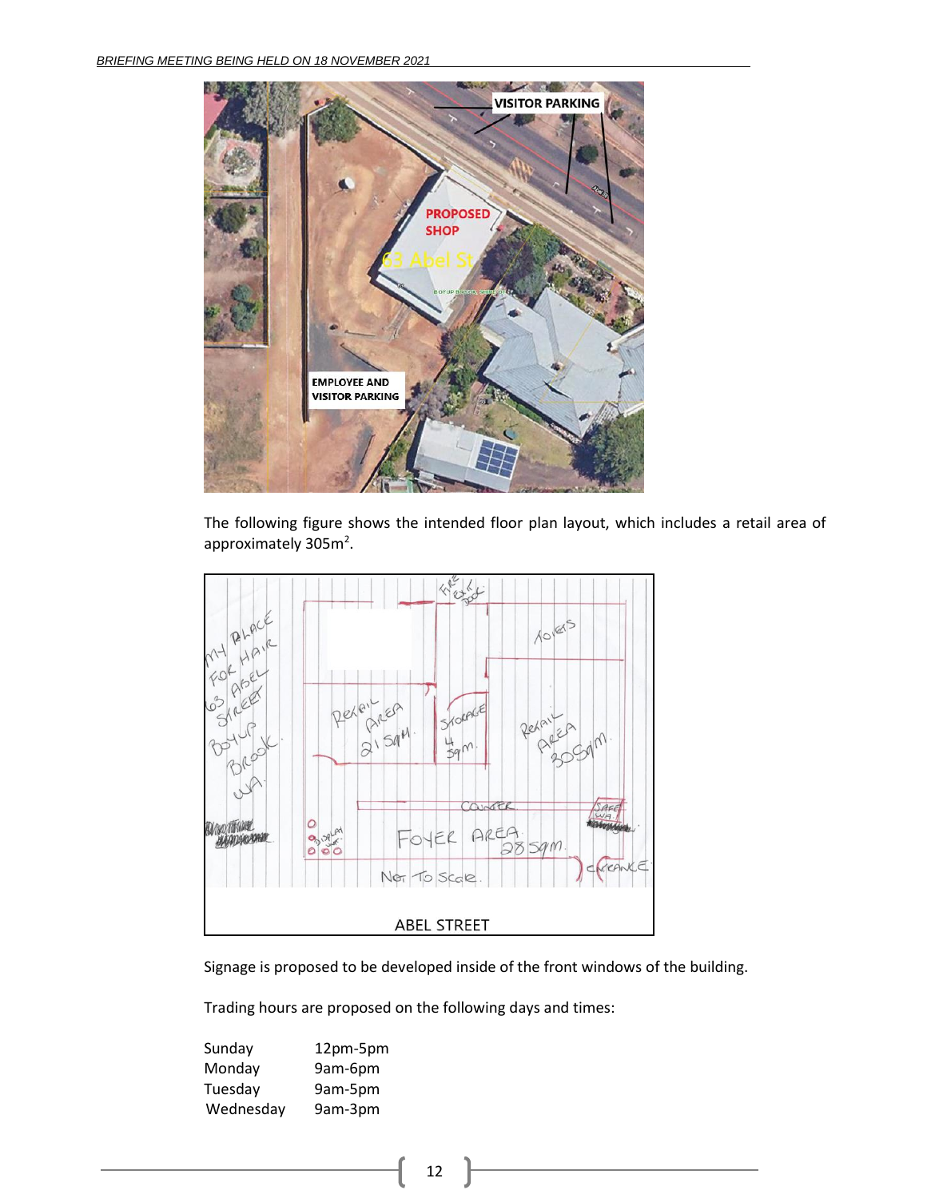The following figure shows the intended floor plan layout, which includes a retail area of approximately 305m$^2$.

Signage is proposed to be developed inside of the front windows of the building.

Trading hours are proposed on the following days and times:

| | |
|---|---|
| Sunday | 12pm-5pm |
| Monday | 9am-6pm |
| Tuesday | 9am-5pm |
| Wednesday | 9am-3pm |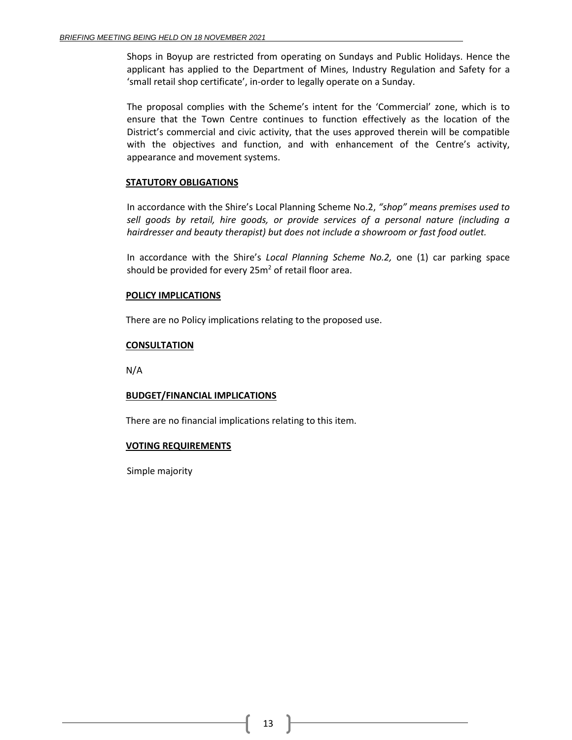Shops in Boyup are restricted from operating on Sundays and Public Holidays. Hence the applicant has applied to the Department of Mines, Industry Regulation and Safety for a 'small retail shop certificate', in-order to legally operate on a Sunday.

The proposal complies with the Scheme's intent for the 'Commercial' zone, which is to ensure that the Town Centre continues to function effectively as the location of the District's commercial and civic activity, that the uses approved therein will be compatible with the objectives and function, and with enhancement of the Centre's activity, appearance and movement systems.

**STATUTORY OBLIGATIONS**

In accordance with the Shire's Local Planning Scheme No.2, *"shop" means premises used to sell goods by retail, hire goods, or provide services of a personal nature (including a hairdresser and beauty therapist) but does not include a showroom or fast food outlet.*

In accordance with the Shire's *Local Planning Scheme No.2,* one (1) car parking space should be provided for every $25m^2$ of retail floor area.

**POLICY IMPLICATIONS**

There are no Policy implications relating to the proposed use.

**CONSULTATION**

N/A

**BUDGET/FINANCIAL IMPLICATIONS**

There are no financial implications relating to this item.

**VOTING REQUIREMENTS**

Simple majority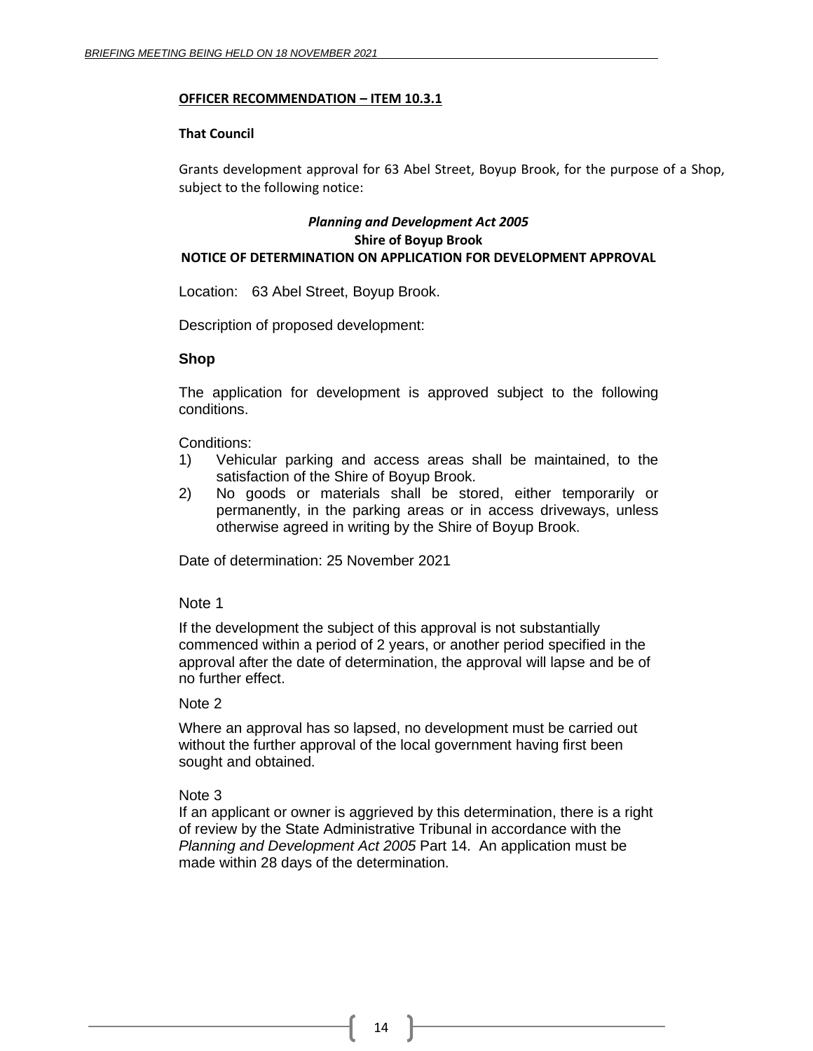**<u>OFFICER RECOMMENDATION – ITEM 10.3.1</u>**

**That Council**

Grants development approval for 63 Abel Street, Boyup Brook, for the purpose of a Shop, subject to the following notice:

***Planning and Development Act 2005***
**Shire of Boyup Brook**
**NOTICE OF DETERMINATION ON APPLICATION FOR DEVELOPMENT APPROVAL**

Location: 63 Abel Street, Boyup Brook.

Description of proposed development:

**Shop**

The application for development is approved subject to the following conditions.

Conditions:

1) Vehicular parking and access areas shall be maintained, to the satisfaction of the Shire of Boyup Brook.
2) No goods or materials shall be stored, either temporarily or permanently, in the parking areas or in access driveways, unless otherwise agreed in writing by the Shire of Boyup Brook.

Date of determination: 25 November 2021

Note 1

If the development the subject of this approval is not substantially commenced within a period of 2 years, or another period specified in the approval after the date of determination, the approval will lapse and be of no further effect.

Note 2

Where an approval has so lapsed, no development must be carried out without the further approval of the local government having first been sought and obtained.

Note 3

If an applicant or owner is aggrieved by this determination, there is a right of review by the State Administrative Tribunal in accordance with the *Planning and Development Act 2005* Part 14. An application must be made within 28 days of the determination.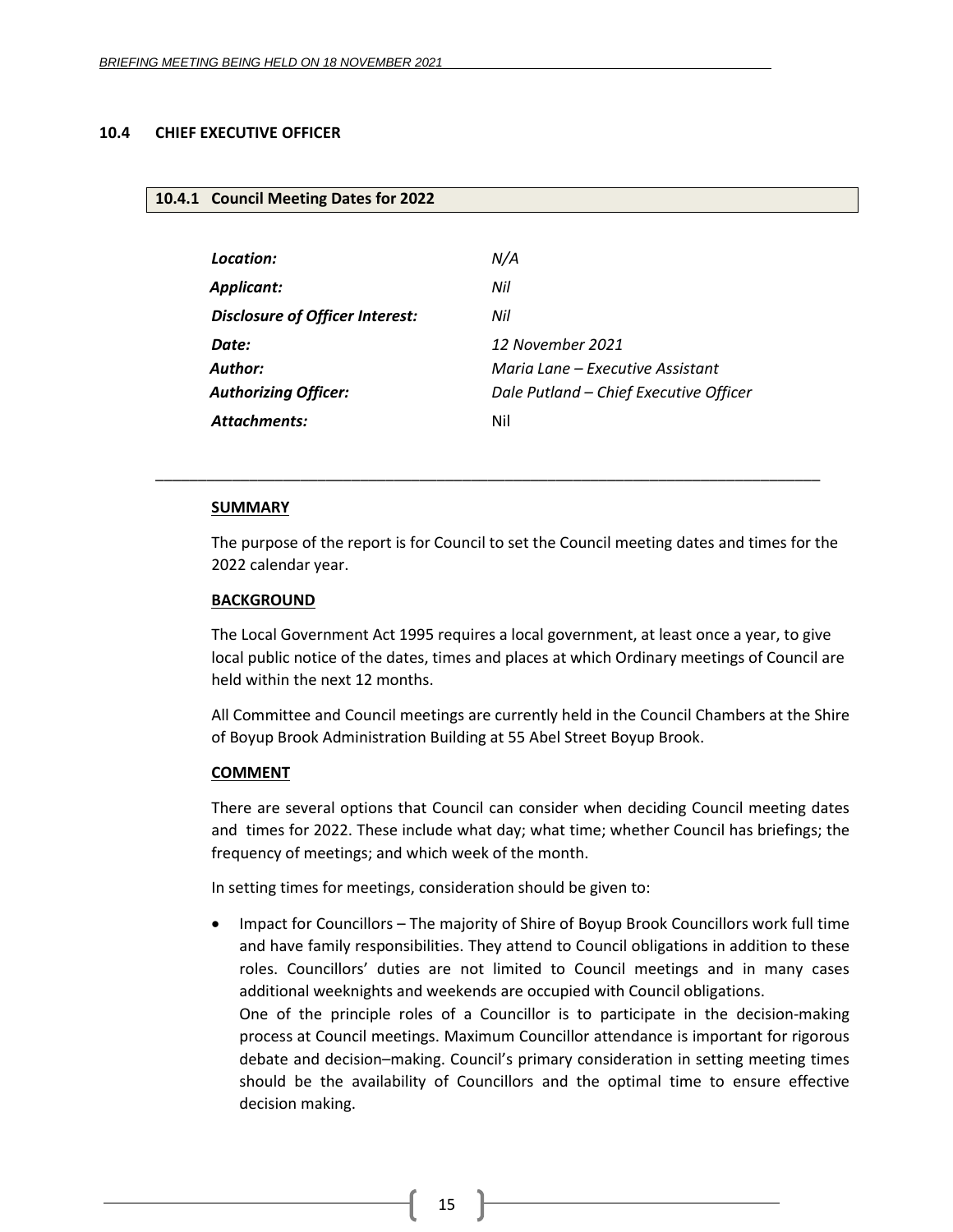## 10.4 CHIEF EXECUTIVE OFFICER

### 10.4.1 Council Meeting Dates for 2022

| | |
|---|---|
| ***Location:*** | *N/A* |
| ***Applicant:*** | *Nil* |
| ***Disclosure of Officer Interest:*** | *Nil* |
| ***Date:*** | *12 November 2021* |
| ***Author:*** | *Maria Lane – Executive Assistant* |
| ***Authorizing Officer:*** | *Dale Putland – Chief Executive Officer* |
| ***Attachments:*** | Nil |

---

**SUMMARY**

The purpose of the report is for Council to set the Council meeting dates and times for the 2022 calendar year.

**BACKGROUND**

The Local Government Act 1995 requires a local government, at least once a year, to give local public notice of the dates, times and places at which Ordinary meetings of Council are held within the next 12 months.

All Committee and Council meetings are currently held in the Council Chambers at the Shire of Boyup Brook Administration Building at 55 Abel Street Boyup Brook.

**COMMENT**

There are several options that Council can consider when deciding Council meeting dates and times for 2022. These include what day; what time; whether Council has briefings; the frequency of meetings; and which week of the month.

In setting times for meetings, consideration should be given to:

- Impact for Councillors – The majority of Shire of Boyup Brook Councillors work full time and have family responsibilities. They attend to Council obligations in addition to these roles. Councillors' duties are not limited to Council meetings and in many cases additional weeknights and weekends are occupied with Council obligations.
  One of the principle roles of a Councillor is to participate in the decision-making process at Council meetings. Maximum Councillor attendance is important for rigorous debate and decision–making. Council's primary consideration in setting meeting times should be the availability of Councillors and the optimal time to ensure effective decision making.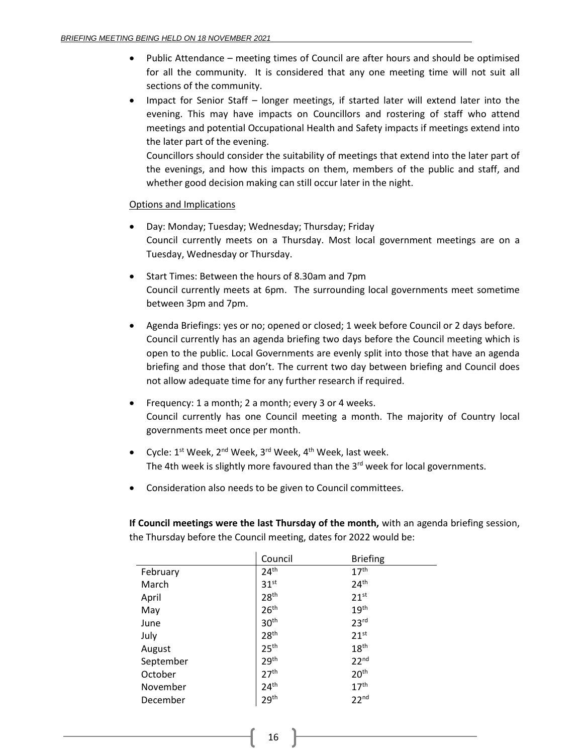- Public Attendance – meeting times of Council are after hours and should be optimised for all the community. It is considered that any one meeting time will not suit all sections of the community.
- Impact for Senior Staff – longer meetings, if started later will extend later into the evening. This may have impacts on Councillors and rostering of staff who attend meetings and potential Occupational Health and Safety impacts if meetings extend into the later part of the evening.
  Councillors should consider the suitability of meetings that extend into the later part of the evenings, and how this impacts on them, members of the public and staff, and whether good decision making can still occur later in the night.

Options and Implications

- Day: Monday; Tuesday; Wednesday; Thursday; Friday
  Council currently meets on a Thursday. Most local government meetings are on a Tuesday, Wednesday or Thursday.
- Start Times: Between the hours of 8.30am and 7pm
  Council currently meets at 6pm. The surrounding local governments meet sometime between 3pm and 7pm.
- Agenda Briefings: yes or no; opened or closed; 1 week before Council or 2 days before.
  Council currently has an agenda briefing two days before the Council meeting which is open to the public. Local Governments are evenly split into those that have an agenda briefing and those that don't. The current two day between briefing and Council does not allow adequate time for any further research if required.
- Frequency: 1 a month; 2 a month; every 3 or 4 weeks.
  Council currently has one Council meeting a month. The majority of Country local governments meet once per month.
- Cycle: 1st Week, 2nd Week, 3rd Week, 4th Week, last week.
  The 4th week is slightly more favoured than the 3rd week for local governments.
- Consideration also needs to be given to Council committees.

**If Council meetings were the last Thursday of the month,** with an agenda briefing session, the Thursday before the Council meeting, dates for 2022 would be:

| | Council | Briefing |
|---|---|---|
| February | 24th | 17th |
| March | 31st | 24th |
| April | 28th | 21st |
| May | 26th | 19th |
| June | 30th | 23rd |
| July | 28th | 21st |
| August | 25th | 18th |
| September | 29th | 22nd |
| October | 27th | 20th |
| November | 24th | 17th |
| December | 29th | 22nd |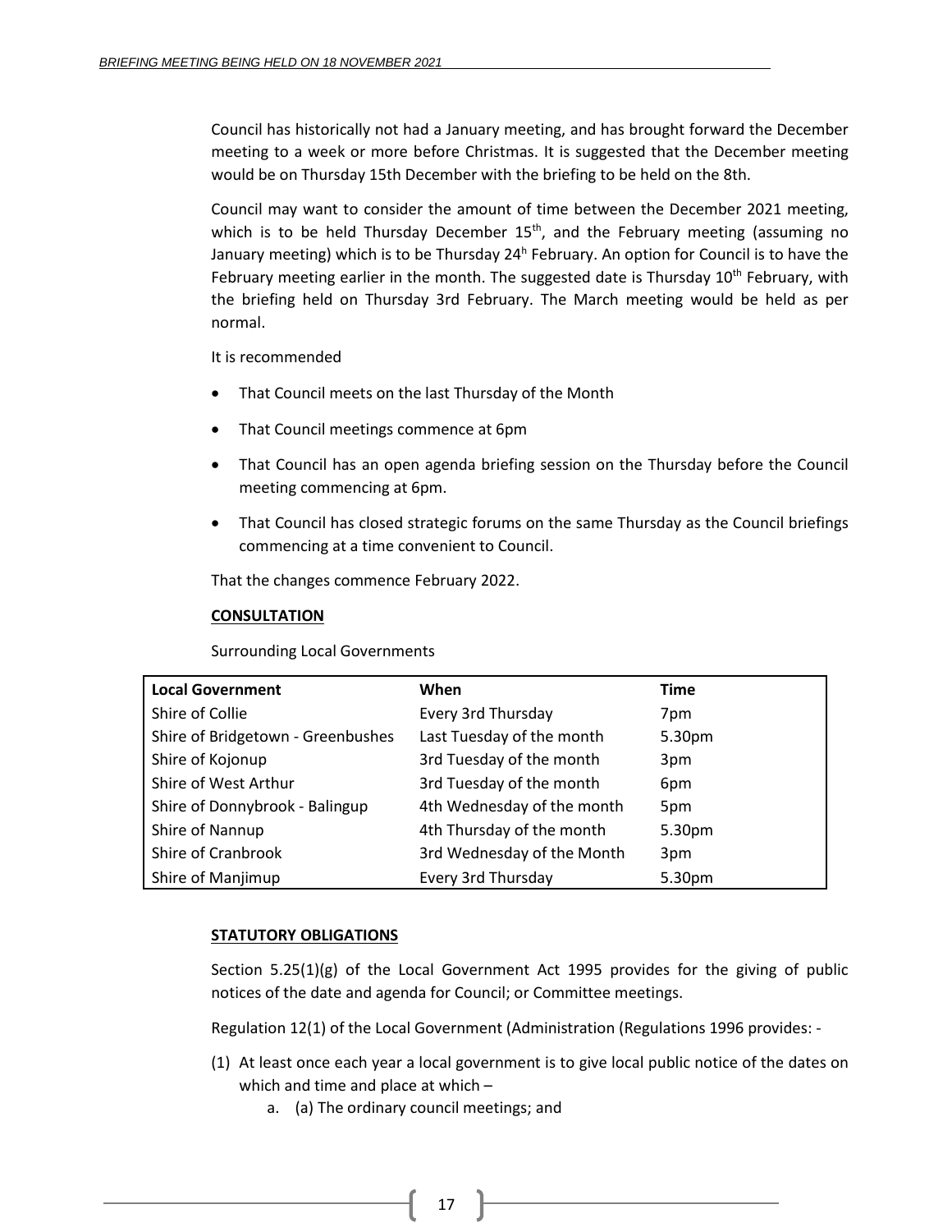Council has historically not had a January meeting, and has brought forward the December meeting to a week or more before Christmas. It is suggested that the December meeting would be on Thursday 15th December with the briefing to be held on the 8th.

Council may want to consider the amount of time between the December 2021 meeting, which is to be held Thursday December 15th, and the February meeting (assuming no January meeting) which is to be Thursday 24h February. An option for Council is to have the February meeting earlier in the month. The suggested date is Thursday 10th February, with the briefing held on Thursday 3rd February. The March meeting would be held as per normal.

It is recommended

- That Council meets on the last Thursday of the Month
- That Council meetings commence at 6pm
- That Council has an open agenda briefing session on the Thursday before the Council meeting commencing at 6pm.
- That Council has closed strategic forums on the same Thursday as the Council briefings commencing at a time convenient to Council.

That the changes commence February 2022.

**CONSULTATION**

Surrounding Local Governments

| Local Government | When | Time |
|---|---|---|
| Shire of Collie | Every 3rd Thursday | 7pm |
| Shire of Bridgetown - Greenbushes | Last Tuesday of the month | 5.30pm |
| Shire of Kojonup | 3rd Tuesday of the month | 3pm |
| Shire of West Arthur | 3rd Tuesday of the month | 6pm |
| Shire of Donnybrook - Balingup | 4th Wednesday of the month | 5pm |
| Shire of Nannup | 4th Thursday of the month | 5.30pm |
| Shire of Cranbrook | 3rd Wednesday of the Month | 3pm |
| Shire of Manjimup | Every 3rd Thursday | 5.30pm |

**STATUTORY OBLIGATIONS**

Section 5.25(1)(g) of the Local Government Act 1995 provides for the giving of public notices of the date and agenda for Council; or Committee meetings.

Regulation 12(1) of the Local Government (Administration (Regulations 1996 provides: -

(1) At least once each year a local government is to give local public notice of the dates on which and time and place at which –
   a. (a) The ordinary council meetings; and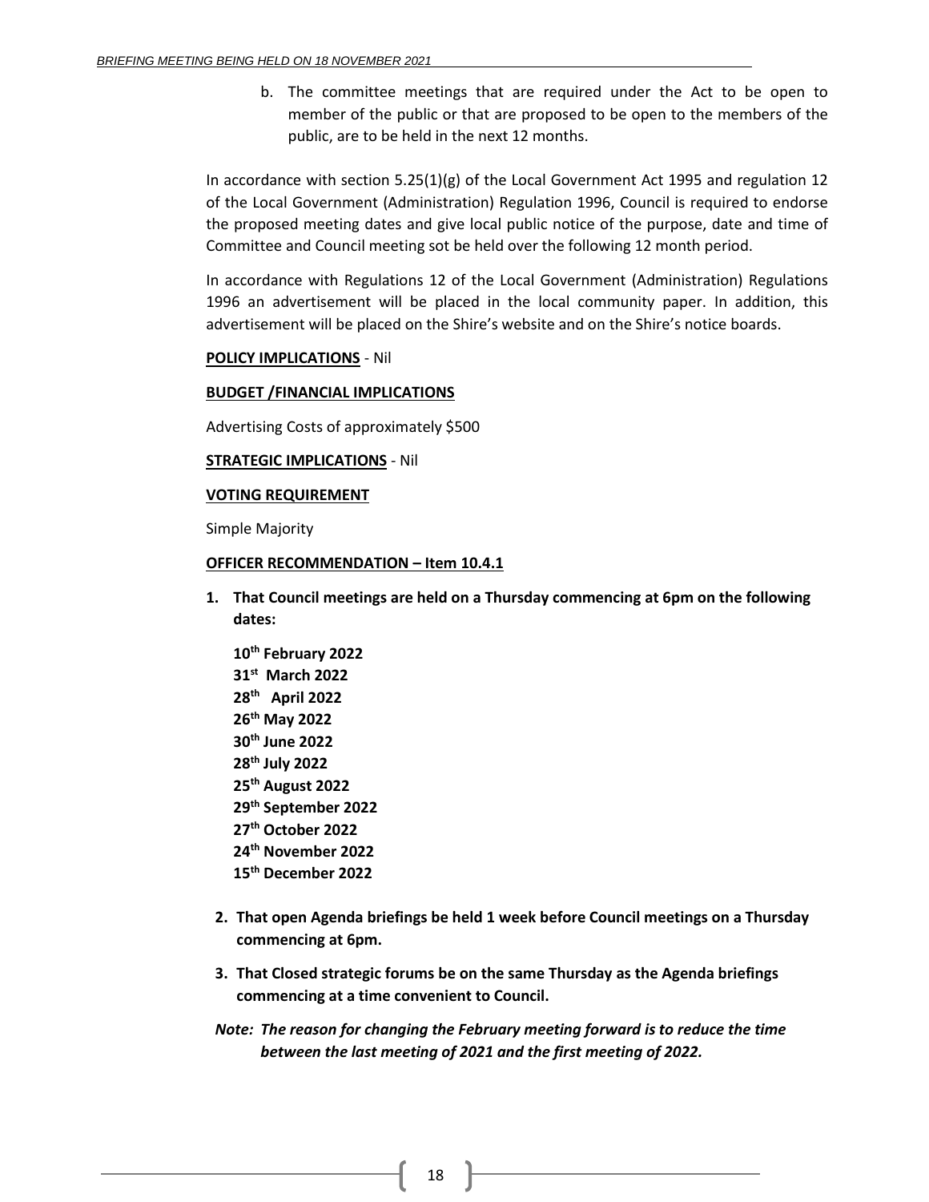b. The committee meetings that are required under the Act to be open to member of the public or that are proposed to be open to the members of the public, are to be held in the next 12 months.

In accordance with section 5.25(1)(g) of the Local Government Act 1995 and regulation 12 of the Local Government (Administration) Regulation 1996, Council is required to endorse the proposed meeting dates and give local public notice of the purpose, date and time of Committee and Council meeting sot be held over the following 12 month period.

In accordance with Regulations 12 of the Local Government (Administration) Regulations 1996 an advertisement will be placed in the local community paper. In addition, this advertisement will be placed on the Shire's website and on the Shire's notice boards.

**POLICY IMPLICATIONS** - Nil

**BUDGET /FINANCIAL IMPLICATIONS**

Advertising Costs of approximately $500

**STRATEGIC IMPLICATIONS** - Nil

**VOTING REQUIREMENT**

Simple Majority

**OFFICER RECOMMENDATION – Item 10.4.1**

1. **That Council meetings are held on a Thursday commencing at 6pm on the following dates:**

   **10th February 2022**
   **31st March 2022**
   **28th April 2022**
   **26th May 2022**
   **30th June 2022**
   **28th July 2022**
   **25th August 2022**
   **29th September 2022**
   **27th October 2022**
   **24th November 2022**
   **15th December 2022**

2. **That open Agenda briefings be held 1 week before Council meetings on a Thursday commencing at 6pm.**

3. **That Closed strategic forums be on the same Thursday as the Agenda briefings commencing at a time convenient to Council.**

***Note: The reason for changing the February meeting forward is to reduce the time between the last meeting of 2021 and the first meeting of 2022.***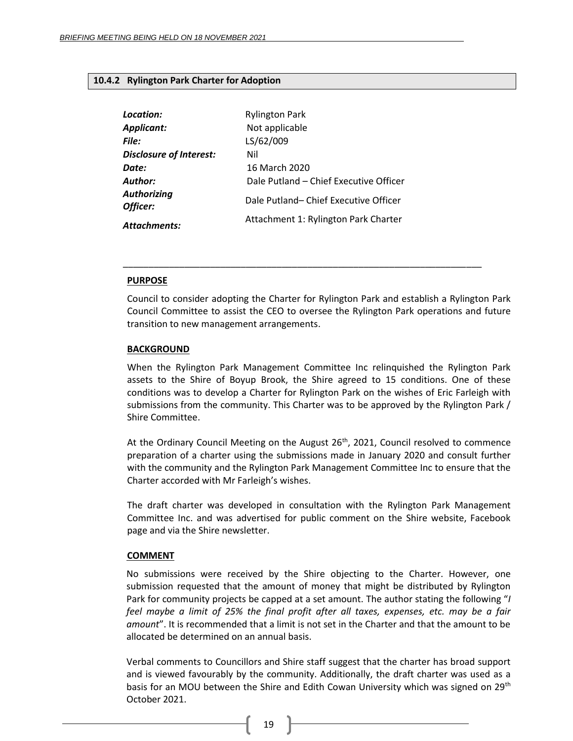### 10.4.2 Rylington Park Charter for Adoption

| | |
|---|---|
| ***Location:*** | Rylington Park |
| ***Applicant:*** | Not applicable |
| ***File:*** | LS/62/009 |
| ***Disclosure of Interest:*** | Nil |
| ***Date:*** | 16 March 2020 |
| ***Author:*** | Dale Putland – Chief Executive Officer |
| ***Authorizing Officer:*** | Dale Putland– Chief Executive Officer |
| ***Attachments:*** | Attachment 1: Rylington Park Charter |

---

**PURPOSE**

Council to consider adopting the Charter for Rylington Park and establish a Rylington Park Council Committee to assist the CEO to oversee the Rylington Park operations and future transition to new management arrangements.

**BACKGROUND**

When the Rylington Park Management Committee Inc relinquished the Rylington Park assets to the Shire of Boyup Brook, the Shire agreed to 15 conditions. One of these conditions was to develop a Charter for Rylington Park on the wishes of Eric Farleigh with submissions from the community. This Charter was to be approved by the Rylington Park / Shire Committee.

At the Ordinary Council Meeting on the August 26th, 2021, Council resolved to commence preparation of a charter using the submissions made in January 2020 and consult further with the community and the Rylington Park Management Committee Inc to ensure that the Charter accorded with Mr Farleigh's wishes.

The draft charter was developed in consultation with the Rylington Park Management Committee Inc. and was advertised for public comment on the Shire website, Facebook page and via the Shire newsletter.

**COMMENT**

No submissions were received by the Shire objecting to the Charter. However, one submission requested that the amount of money that might be distributed by Rylington Park for community projects be capped at a set amount. The author stating the following "*I feel maybe a limit of 25% the final profit after all taxes, expenses, etc. may be a fair amount*". It is recommended that a limit is not set in the Charter and that the amount to be allocated be determined on an annual basis.

Verbal comments to Councillors and Shire staff suggest that the charter has broad support and is viewed favourably by the community. Additionally, the draft charter was used as a basis for an MOU between the Shire and Edith Cowan University which was signed on 29th October 2021.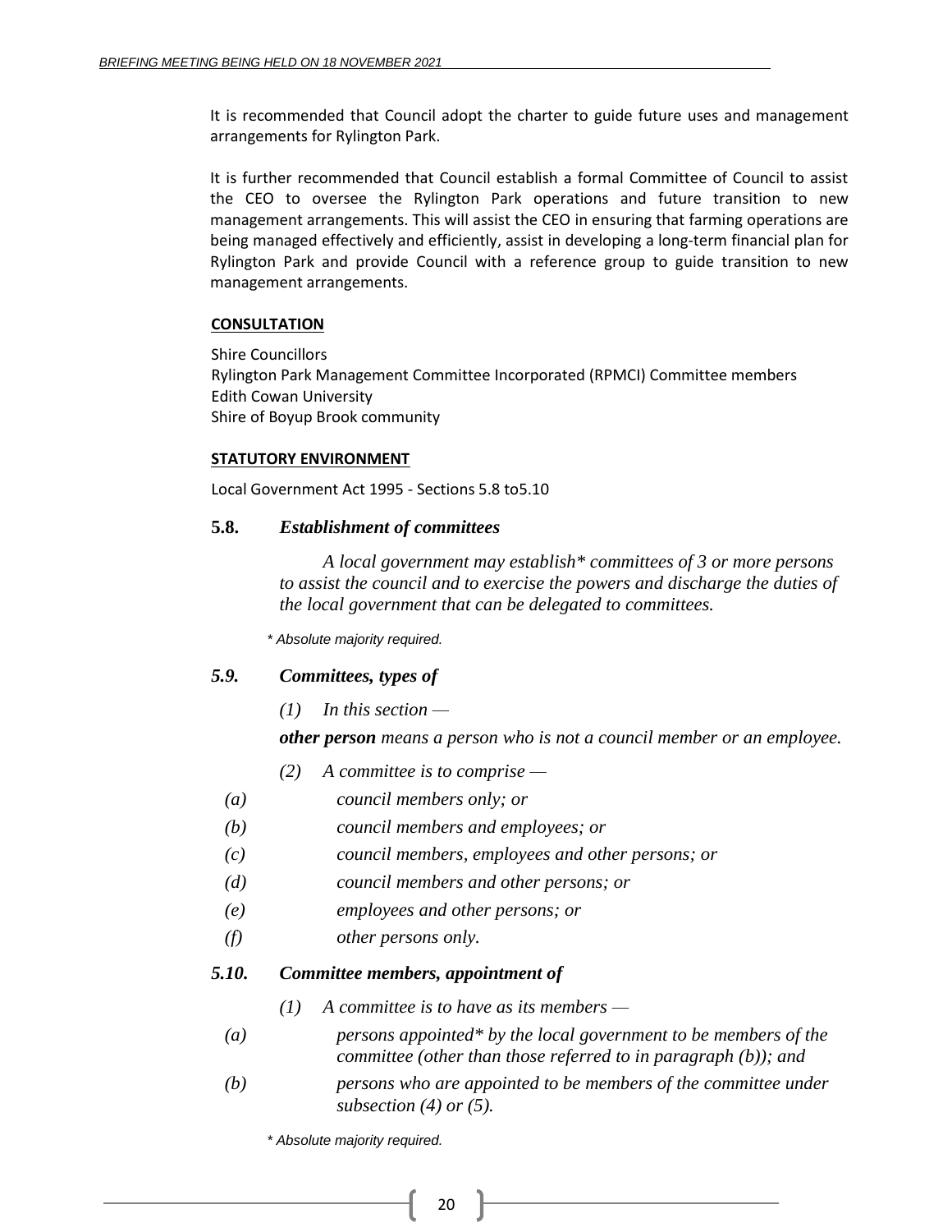It is recommended that Council adopt the charter to guide future uses and management arrangements for Rylington Park.

It is further recommended that Council establish a formal Committee of Council to assist the CEO to oversee the Rylington Park operations and future transition to new management arrangements. This will assist the CEO in ensuring that farming operations are being managed effectively and efficiently, assist in developing a long-term financial plan for Rylington Park and provide Council with a reference group to guide transition to new management arrangements.

**CONSULTATION**

Shire Councillors
Rylington Park Management Committee Incorporated (RPMCI) Committee members
Edith Cowan University
Shire of Boyup Brook community

**STATUTORY ENVIRONMENT**

Local Government Act 1995 - Sections 5.8 to5.10

**5.8.** ***Establishment of committees***

*A local government may establish\* committees of 3 or more persons to assist the council and to exercise the powers and discharge the duties of the local government that can be delegated to committees.*

*\* Absolute majority required.*

***5.9. Committees, types of***

*(1) In this section —*

***other person*** *means a person who is not a council member or an employee.*

*(2) A committee is to comprise —*

*(a) council members only; or*

*(b) council members and employees; or*

*(c) council members, employees and other persons; or*

*(d) council members and other persons; or*

*(e) employees and other persons; or*

*(f) other persons only.*

***5.10. Committee members, appointment of***

*(1) A committee is to have as its members —*

*(a) persons appointed\* by the local government to be members of the committee (other than those referred to in paragraph (b)); and*

*(b) persons who are appointed to be members of the committee under subsection (4) or (5).*

*\* Absolute majority required.*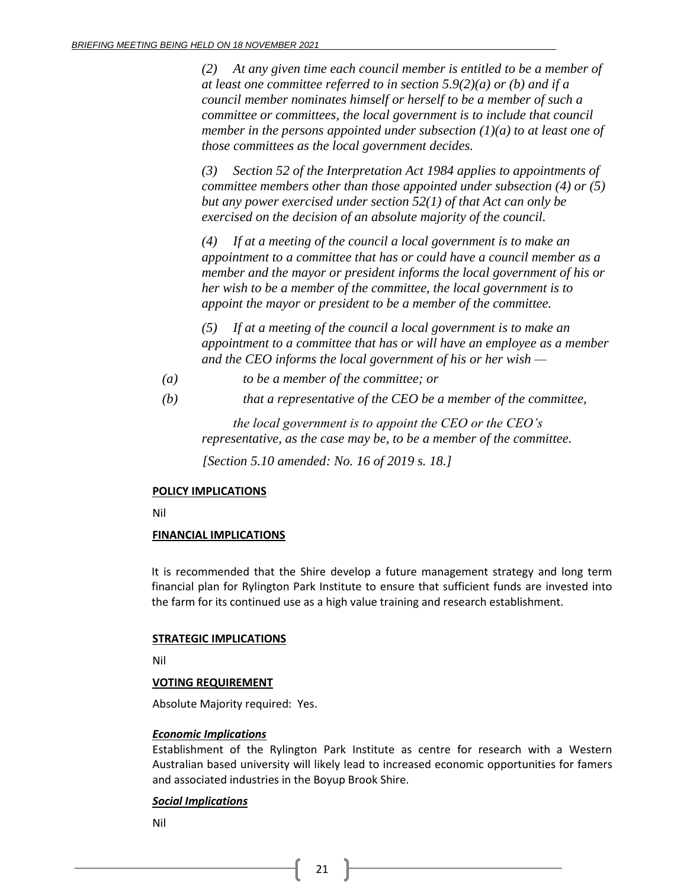*(2) At any given time each council member is entitled to be a member of at least one committee referred to in section 5.9(2)(a) or (b) and if a council member nominates himself or herself to be a member of such a committee or committees, the local government is to include that council member in the persons appointed under subsection (1)(a) to at least one of those committees as the local government decides.*

*(3) Section 52 of the Interpretation Act 1984 applies to appointments of committee members other than those appointed under subsection (4) or (5) but any power exercised under section 52(1) of that Act can only be exercised on the decision of an absolute majority of the council.*

*(4) If at a meeting of the council a local government is to make an appointment to a committee that has or could have a council member as a member and the mayor or president informs the local government of his or her wish to be a member of the committee, the local government is to appoint the mayor or president to be a member of the committee.*

*(5) If at a meeting of the council a local government is to make an appointment to a committee that has or will have an employee as a member and the CEO informs the local government of his or her wish —*

*(a) to be a member of the committee; or*

*(b) that a representative of the CEO be a member of the committee,*

*the local government is to appoint the CEO or the CEO's representative, as the case may be, to be a member of the committee.*

*[Section 5.10 amended: No. 16 of 2019 s. 18.]*

**POLICY IMPLICATIONS**

Nil

**FINANCIAL IMPLICATIONS**

It is recommended that the Shire develop a future management strategy and long term financial plan for Rylington Park Institute to ensure that sufficient funds are invested into the farm for its continued use as a high value training and research establishment.

**STRATEGIC IMPLICATIONS**

Nil

**VOTING REQUIREMENT**

Absolute Majority required: Yes.

***Economic Implications***

Establishment of the Rylington Park Institute as centre for research with a Western Australian based university will likely lead to increased economic opportunities for famers and associated industries in the Boyup Brook Shire.

***Social Implications***

Nil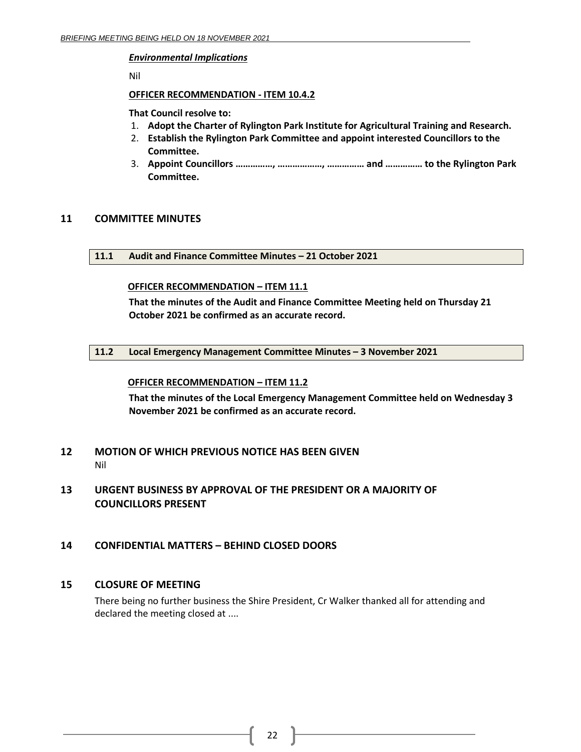***Environmental Implications***

Nil

**OFFICER RECOMMENDATION - ITEM 10.4.2**

**That Council resolve to:**

1. **Adopt the Charter of Rylington Park Institute for Agricultural Training and Research.**
2. **Establish the Rylington Park Committee and appoint interested Councillors to the Committee.**
3. **Appoint Councillors ……………, ………………, …………… and …………… to the Rylington Park Committee.**

## 11 COMMITTEE MINUTES

### 11.1 Audit and Finance Committee Minutes – 21 October 2021

**OFFICER RECOMMENDATION – ITEM 11.1**

**That the minutes of the Audit and Finance Committee Meeting held on Thursday 21 October 2021 be confirmed as an accurate record.**

### 11.2 Local Emergency Management Committee Minutes – 3 November 2021

**OFFICER RECOMMENDATION – ITEM 11.2**

**That the minutes of the Local Emergency Management Committee held on Wednesday 3 November 2021 be confirmed as an accurate record.**

## 12 MOTION OF WHICH PREVIOUS NOTICE HAS BEEN GIVEN

Nil

## 13 URGENT BUSINESS BY APPROVAL OF THE PRESIDENT OR A MAJORITY OF COUNCILLORS PRESENT

## 14 CONFIDENTIAL MATTERS – BEHIND CLOSED DOORS

## 15 CLOSURE OF MEETING

There being no further business the Shire President, Cr Walker thanked all for attending and declared the meeting closed at ....